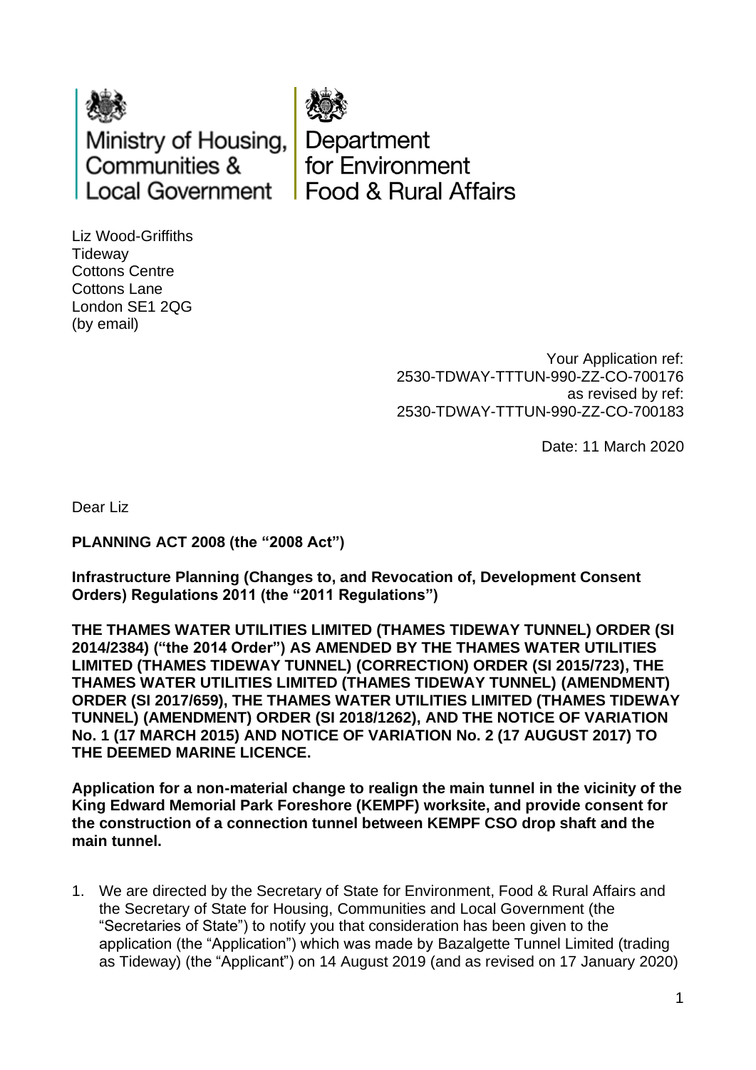Ministry of Housing, Communities & Local Government

Department for Environment Food & Rural Affairs

Liz Wood-Griffiths
Tideway
Cottons Centre
Cottons Lane
London SE1 2QG
(by email)

Your Application ref:
2530-TDWAY-TTTUN-990-ZZ-CO-700176
as revised by ref:
2530-TDWAY-TTTUN-990-ZZ-CO-700183

Date: 11 March 2020

Dear Liz

**PLANNING ACT 2008 (the "2008 Act")**

**Infrastructure Planning (Changes to, and Revocation of, Development Consent Orders) Regulations 2011 (the "2011 Regulations")**

**THE THAMES WATER UTILITIES LIMITED (THAMES TIDEWAY TUNNEL) ORDER (SI 2014/2384) ("the 2014 Order") AS AMENDED BY THE THAMES WATER UTILITIES LIMITED (THAMES TIDEWAY TUNNEL) (CORRECTION) ORDER (SI 2015/723), THE THAMES WATER UTILITIES LIMITED (THAMES TIDEWAY TUNNEL) (AMENDMENT) ORDER (SI 2017/659), THE THAMES WATER UTILITIES LIMITED (THAMES TIDEWAY TUNNEL) (AMENDMENT) ORDER (SI 2018/1262), AND THE NOTICE OF VARIATION No. 1 (17 MARCH 2015) AND NOTICE OF VARIATION No. 2 (17 AUGUST 2017) TO THE DEEMED MARINE LICENCE.**

**Application for a non-material change to realign the main tunnel in the vicinity of the King Edward Memorial Park Foreshore (KEMPF) worksite, and provide consent for the construction of a connection tunnel between KEMPF CSO drop shaft and the main tunnel.**

1. We are directed by the Secretary of State for Environment, Food & Rural Affairs and the Secretary of State for Housing, Communities and Local Government (the "Secretaries of State") to notify you that consideration has been given to the application (the "Application") which was made by Bazalgette Tunnel Limited (trading as Tideway) (the "Applicant") on 14 August 2019 (and as revised on 17 January 2020)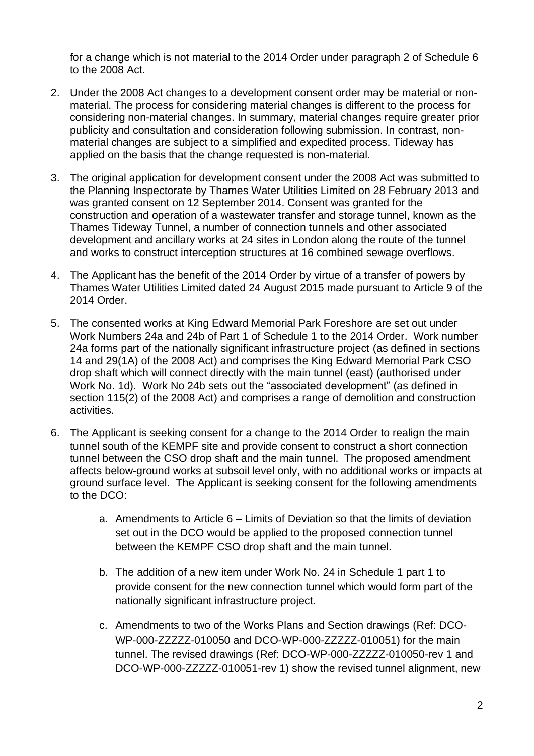for a change which is not material to the 2014 Order under paragraph 2 of Schedule 6 to the 2008 Act.

2. Under the 2008 Act changes to a development consent order may be material or non-material. The process for considering material changes is different to the process for considering non-material changes. In summary, material changes require greater prior publicity and consultation and consideration following submission. In contrast, non-material changes are subject to a simplified and expedited process. Tideway has applied on the basis that the change requested is non-material.

3. The original application for development consent under the 2008 Act was submitted to the Planning Inspectorate by Thames Water Utilities Limited on 28 February 2013 and was granted consent on 12 September 2014. Consent was granted for the construction and operation of a wastewater transfer and storage tunnel, known as the Thames Tideway Tunnel, a number of connection tunnels and other associated development and ancillary works at 24 sites in London along the route of the tunnel and works to construct interception structures at 16 combined sewage overflows.

4. The Applicant has the benefit of the 2014 Order by virtue of a transfer of powers by Thames Water Utilities Limited dated 24 August 2015 made pursuant to Article 9 of the 2014 Order.

5. The consented works at King Edward Memorial Park Foreshore are set out under Work Numbers 24a and 24b of Part 1 of Schedule 1 to the 2014 Order. Work number 24a forms part of the nationally significant infrastructure project (as defined in sections 14 and 29(1A) of the 2008 Act) and comprises the King Edward Memorial Park CSO drop shaft which will connect directly with the main tunnel (east) (authorised under Work No. 1d). Work No 24b sets out the "associated development" (as defined in section 115(2) of the 2008 Act) and comprises a range of demolition and construction activities.

6. The Applicant is seeking consent for a change to the 2014 Order to realign the main tunnel south of the KEMPF site and provide consent to construct a short connection tunnel between the CSO drop shaft and the main tunnel. The proposed amendment affects below-ground works at subsoil level only, with no additional works or impacts at ground surface level. The Applicant is seeking consent for the following amendments to the DCO:

    a. Amendments to Article 6 – Limits of Deviation so that the limits of deviation set out in the DCO would be applied to the proposed connection tunnel between the KEMPF CSO drop shaft and the main tunnel.

    b. The addition of a new item under Work No. 24 in Schedule 1 part 1 to provide consent for the new connection tunnel which would form part of the nationally significant infrastructure project.

    c. Amendments to two of the Works Plans and Section drawings (Ref: DCO-WP-000-ZZZZZ-010050 and DCO-WP-000-ZZZZZ-010051) for the main tunnel. The revised drawings (Ref: DCO-WP-000-ZZZZZ-010050-rev 1 and DCO-WP-000-ZZZZZ-010051-rev 1) show the revised tunnel alignment, new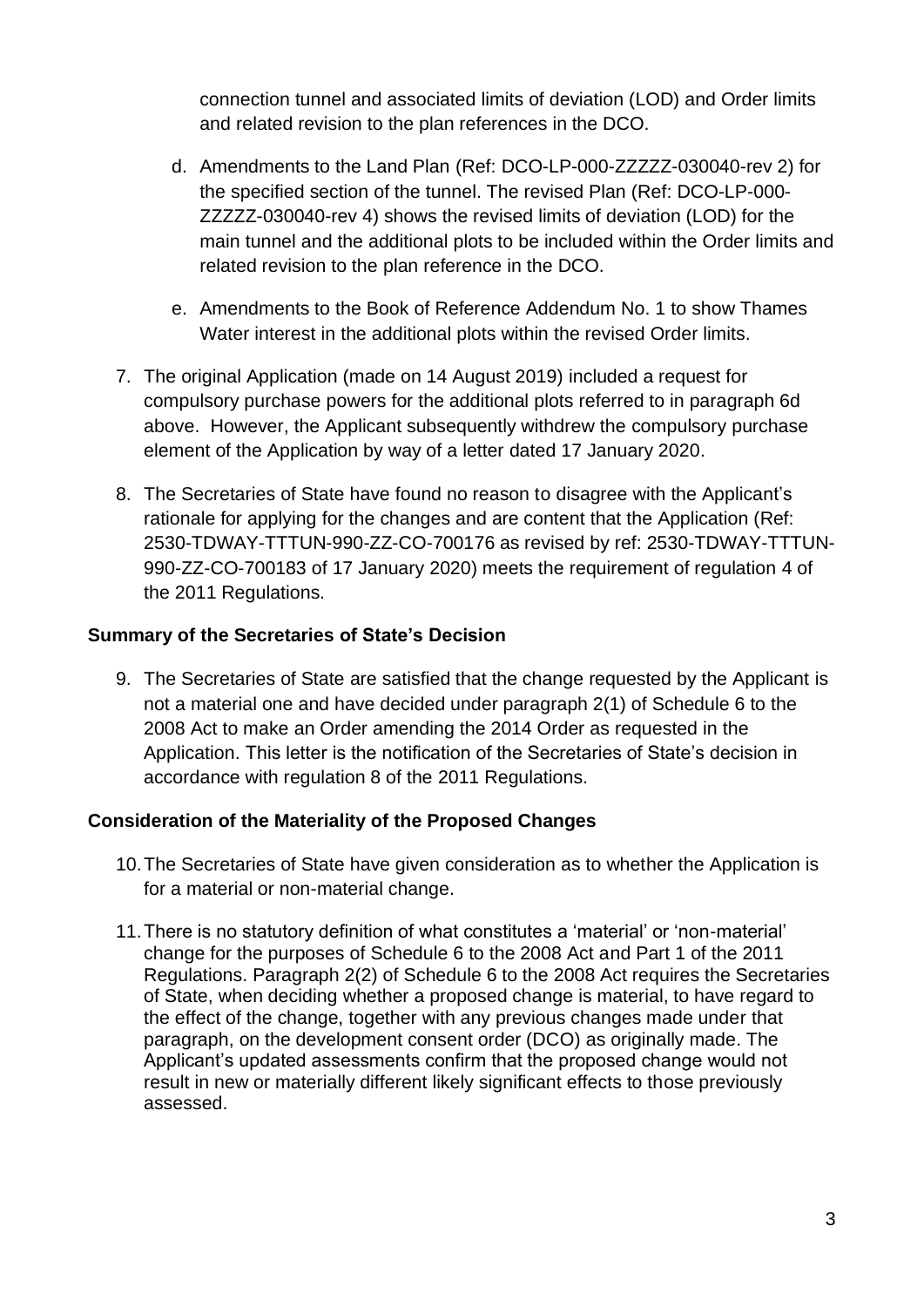connection tunnel and associated limits of deviation (LOD) and Order limits and related revision to the plan references in the DCO.

d. Amendments to the Land Plan (Ref: DCO-LP-000-ZZZZZ-030040-rev 2) for the specified section of the tunnel. The revised Plan (Ref: DCO-LP-000-ZZZZZ-030040-rev 4) shows the revised limits of deviation (LOD) for the main tunnel and the additional plots to be included within the Order limits and related revision to the plan reference in the DCO.

e. Amendments to the Book of Reference Addendum No. 1 to show Thames Water interest in the additional plots within the revised Order limits.

7. The original Application (made on 14 August 2019) included a request for compulsory purchase powers for the additional plots referred to in paragraph 6d above. However, the Applicant subsequently withdrew the compulsory purchase element of the Application by way of a letter dated 17 January 2020.

8. The Secretaries of State have found no reason to disagree with the Applicant's rationale for applying for the changes and are content that the Application (Ref: 2530-TDWAY-TTTUN-990-ZZ-CO-700176 as revised by ref: 2530-TDWAY-TTTUN-990-ZZ-CO-700183 of 17 January 2020) meets the requirement of regulation 4 of the 2011 Regulations.

**Summary of the Secretaries of State's Decision**

9. The Secretaries of State are satisfied that the change requested by the Applicant is not a material one and have decided under paragraph 2(1) of Schedule 6 to the 2008 Act to make an Order amending the 2014 Order as requested in the Application. This letter is the notification of the Secretaries of State's decision in accordance with regulation 8 of the 2011 Regulations.

**Consideration of the Materiality of the Proposed Changes**

10. The Secretaries of State have given consideration as to whether the Application is for a material or non-material change.

11. There is no statutory definition of what constitutes a 'material' or 'non-material' change for the purposes of Schedule 6 to the 2008 Act and Part 1 of the 2011 Regulations. Paragraph 2(2) of Schedule 6 to the 2008 Act requires the Secretaries of State, when deciding whether a proposed change is material, to have regard to the effect of the change, together with any previous changes made under that paragraph, on the development consent order (DCO) as originally made. The Applicant's updated assessments confirm that the proposed change would not result in new or materially different likely significant effects to those previously assessed.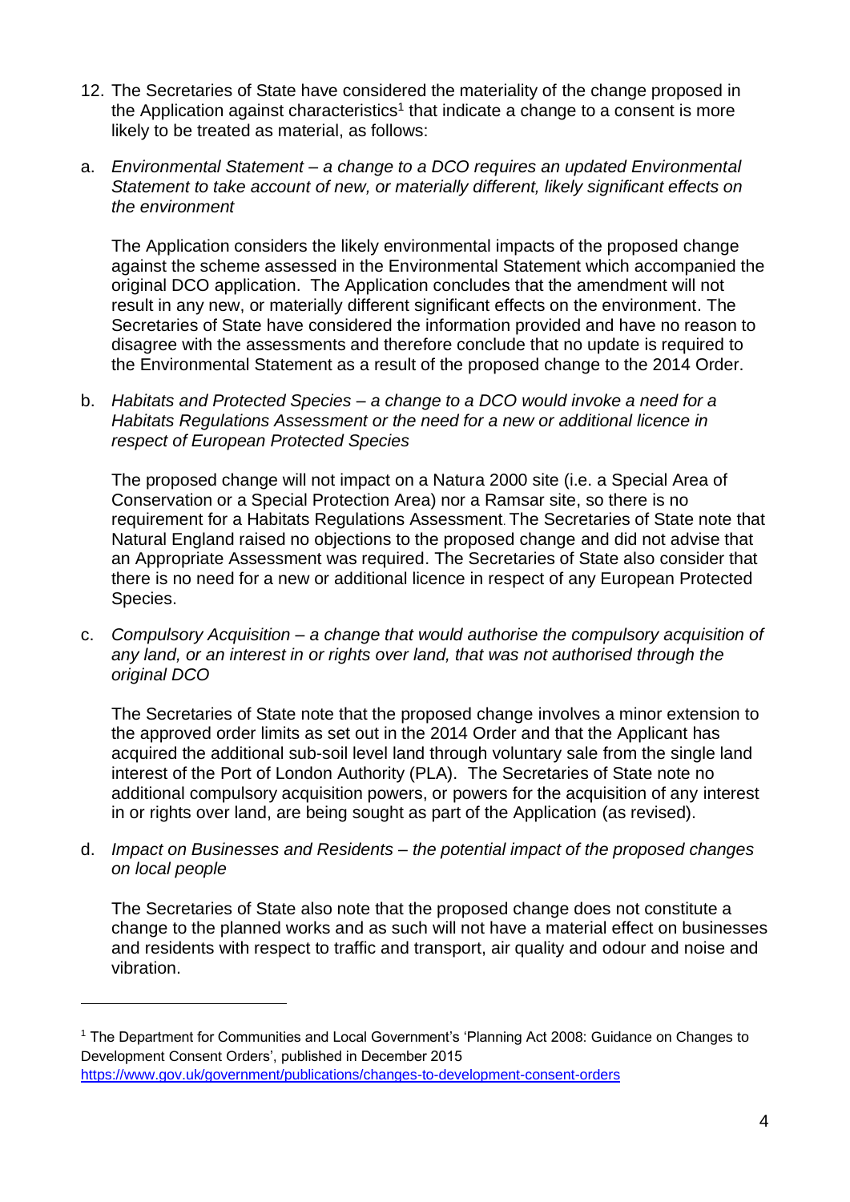12. The Secretaries of State have considered the materiality of the change proposed in the Application against characteristics[1] that indicate a change to a consent is more likely to be treated as material, as follows:

a. *Environmental Statement – a change to a DCO requires an updated Environmental Statement to take account of new, or materially different, likely significant effects on the environment*

   The Application considers the likely environmental impacts of the proposed change against the scheme assessed in the Environmental Statement which accompanied the original DCO application. The Application concludes that the amendment will not result in any new, or materially different significant effects on the environment. The Secretaries of State have considered the information provided and have no reason to disagree with the assessments and therefore conclude that no update is required to the Environmental Statement as a result of the proposed change to the 2014 Order.

b. *Habitats and Protected Species – a change to a DCO would invoke a need for a Habitats Regulations Assessment or the need for a new or additional licence in respect of European Protected Species*

   The proposed change will not impact on a Natura 2000 site (i.e. a Special Area of Conservation or a Special Protection Area) nor a Ramsar site, so there is no requirement for a Habitats Regulations Assessment. The Secretaries of State note that Natural England raised no objections to the proposed change and did not advise that an Appropriate Assessment was required. The Secretaries of State also consider that there is no need for a new or additional licence in respect of any European Protected Species.

c. *Compulsory Acquisition – a change that would authorise the compulsory acquisition of any land, or an interest in or rights over land, that was not authorised through the original DCO*

   The Secretaries of State note that the proposed change involves a minor extension to the approved order limits as set out in the 2014 Order and that the Applicant has acquired the additional sub-soil level land through voluntary sale from the single land interest of the Port of London Authority (PLA). The Secretaries of State note no additional compulsory acquisition powers, or powers for the acquisition of any interest in or rights over land, are being sought as part of the Application (as revised).

d. *Impact on Businesses and Residents – the potential impact of the proposed changes on local people*

   The Secretaries of State also note that the proposed change does not constitute a change to the planned works and as such will not have a material effect on businesses and residents with respect to traffic and transport, air quality and odour and noise and vibration.

---

[1] The Department for Communities and Local Government's 'Planning Act 2008: Guidance on Changes to Development Consent Orders', published in December 2015 https://www.gov.uk/government/publications/changes-to-development-consent-orders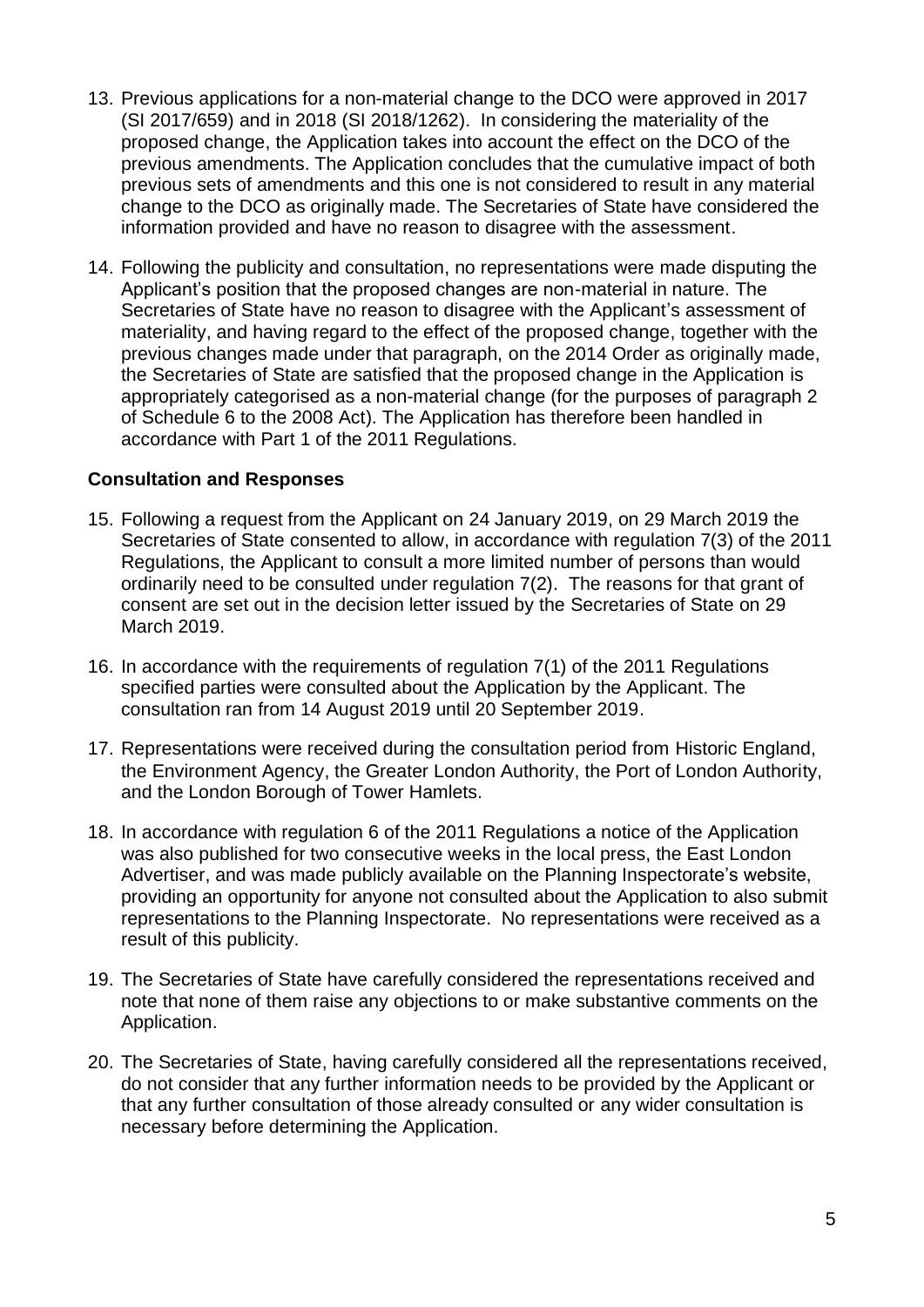13. Previous applications for a non-material change to the DCO were approved in 2017 (SI 2017/659) and in 2018 (SI 2018/1262). In considering the materiality of the proposed change, the Application takes into account the effect on the DCO of the previous amendments. The Application concludes that the cumulative impact of both previous sets of amendments and this one is not considered to result in any material change to the DCO as originally made. The Secretaries of State have considered the information provided and have no reason to disagree with the assessment.

14. Following the publicity and consultation, no representations were made disputing the Applicant's position that the proposed changes are non-material in nature. The Secretaries of State have no reason to disagree with the Applicant's assessment of materiality, and having regard to the effect of the proposed change, together with the previous changes made under that paragraph, on the 2014 Order as originally made, the Secretaries of State are satisfied that the proposed change in the Application is appropriately categorised as a non-material change (for the purposes of paragraph 2 of Schedule 6 to the 2008 Act). The Application has therefore been handled in accordance with Part 1 of the 2011 Regulations.

**Consultation and Responses**

15. Following a request from the Applicant on 24 January 2019, on 29 March 2019 the Secretaries of State consented to allow, in accordance with regulation 7(3) of the 2011 Regulations, the Applicant to consult a more limited number of persons than would ordinarily need to be consulted under regulation 7(2). The reasons for that grant of consent are set out in the decision letter issued by the Secretaries of State on 29 March 2019.

16. In accordance with the requirements of regulation 7(1) of the 2011 Regulations specified parties were consulted about the Application by the Applicant. The consultation ran from 14 August 2019 until 20 September 2019.

17. Representations were received during the consultation period from Historic England, the Environment Agency, the Greater London Authority, the Port of London Authority, and the London Borough of Tower Hamlets.

18. In accordance with regulation 6 of the 2011 Regulations a notice of the Application was also published for two consecutive weeks in the local press, the East London Advertiser, and was made publicly available on the Planning Inspectorate's website, providing an opportunity for anyone not consulted about the Application to also submit representations to the Planning Inspectorate. No representations were received as a result of this publicity.

19. The Secretaries of State have carefully considered the representations received and note that none of them raise any objections to or make substantive comments on the Application.

20. The Secretaries of State, having carefully considered all the representations received, do not consider that any further information needs to be provided by the Applicant or that any further consultation of those already consulted or any wider consultation is necessary before determining the Application.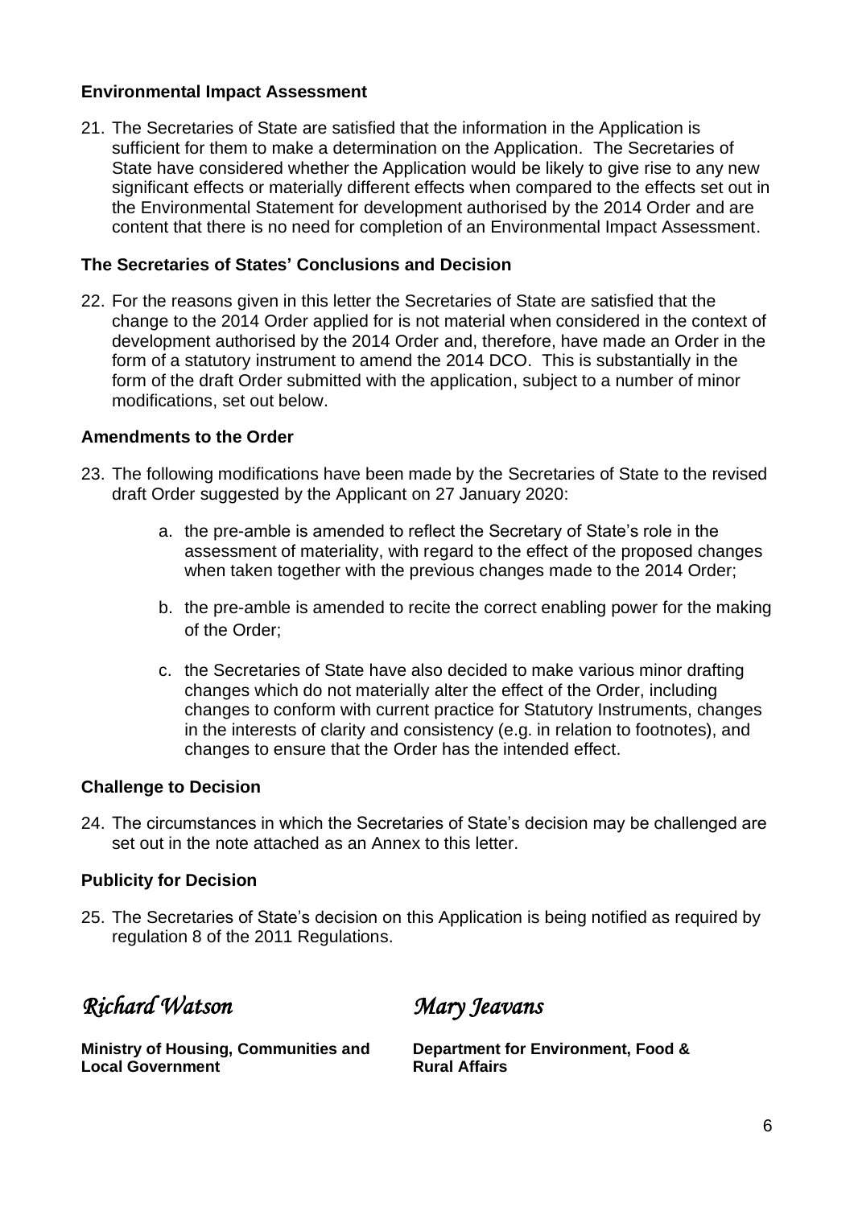**Environmental Impact Assessment**

21. The Secretaries of State are satisfied that the information in the Application is sufficient for them to make a determination on the Application. The Secretaries of State have considered whether the Application would be likely to give rise to any new significant effects or materially different effects when compared to the effects set out in the Environmental Statement for development authorised by the 2014 Order and are content that there is no need for completion of an Environmental Impact Assessment.

**The Secretaries of States' Conclusions and Decision**

22. For the reasons given in this letter the Secretaries of State are satisfied that the change to the 2014 Order applied for is not material when considered in the context of development authorised by the 2014 Order and, therefore, have made an Order in the form of a statutory instrument to amend the 2014 DCO. This is substantially in the form of the draft Order submitted with the application, subject to a number of minor modifications, set out below.

**Amendments to the Order**

23. The following modifications have been made by the Secretaries of State to the revised draft Order suggested by the Applicant on 27 January 2020:

    a. the pre-amble is amended to reflect the Secretary of State's role in the assessment of materiality, with regard to the effect of the proposed changes when taken together with the previous changes made to the 2014 Order;

    b. the pre-amble is amended to recite the correct enabling power for the making of the Order;

    c. the Secretaries of State have also decided to make various minor drafting changes which do not materially alter the effect of the Order, including changes to conform with current practice for Statutory Instruments, changes in the interests of clarity and consistency (e.g. in relation to footnotes), and changes to ensure that the Order has the intended effect.

**Challenge to Decision**

24. The circumstances in which the Secretaries of State's decision may be challenged are set out in the note attached as an Annex to this letter.

**Publicity for Decision**

25. The Secretaries of State's decision on this Application is being notified as required by regulation 8 of the 2011 Regulations.

*Richard Watson*

**Ministry of Housing, Communities and Local Government**

*Mary Jeavans*

**Department for Environment, Food & Rural Affairs**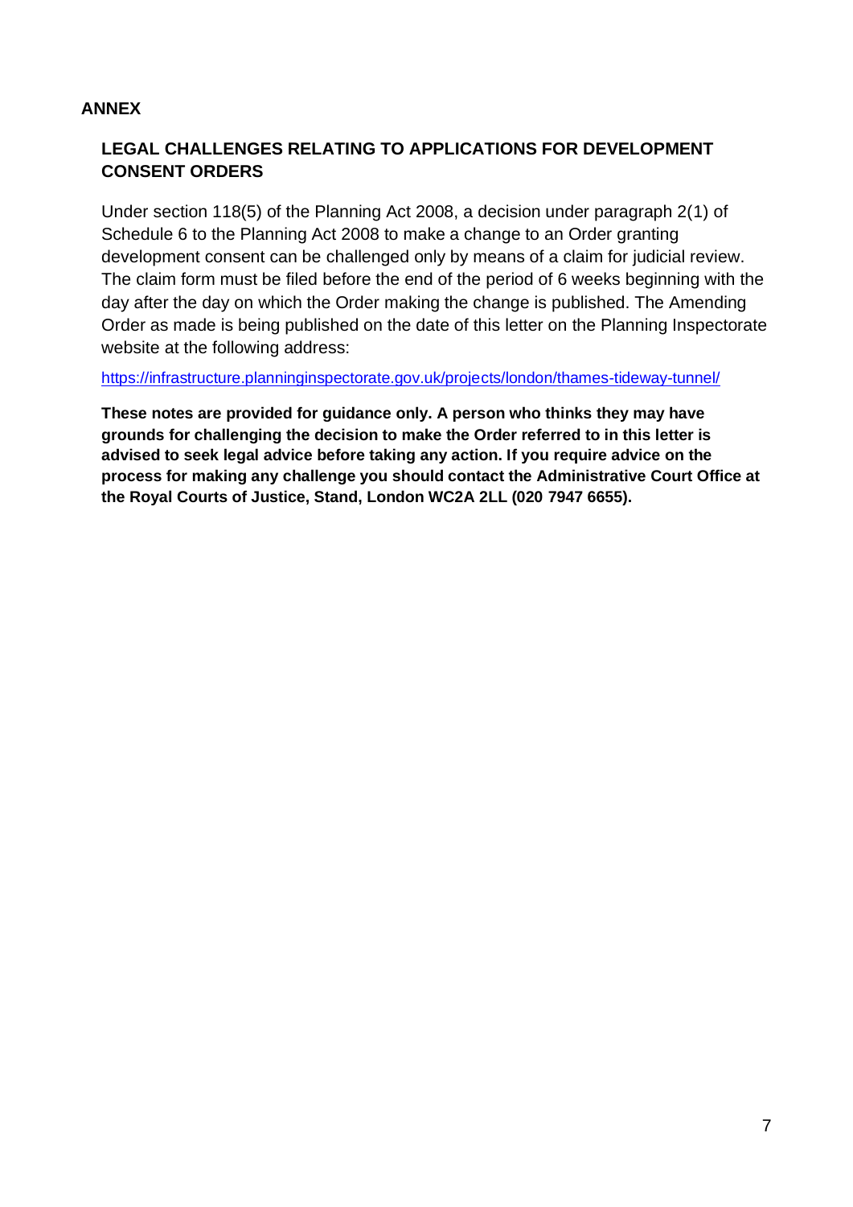## ANNEX

### LEGAL CHALLENGES RELATING TO APPLICATIONS FOR DEVELOPMENT CONSENT ORDERS

Under section 118(5) of the Planning Act 2008, a decision under paragraph 2(1) of Schedule 6 to the Planning Act 2008 to make a change to an Order granting development consent can be challenged only by means of a claim for judicial review. The claim form must be filed before the end of the period of 6 weeks beginning with the day after the day on which the Order making the change is published. The Amending Order as made is being published on the date of this letter on the Planning Inspectorate website at the following address:

https://infrastructure.planninginspectorate.gov.uk/projects/london/thames-tideway-tunnel/

**These notes are provided for guidance only. A person who thinks they may have grounds for challenging the decision to make the Order referred to in this letter is advised to seek legal advice before taking any action. If you require advice on the process for making any challenge you should contact the Administrative Court Office at the Royal Courts of Justice, Stand, London WC2A 2LL (020 7947 6655).**